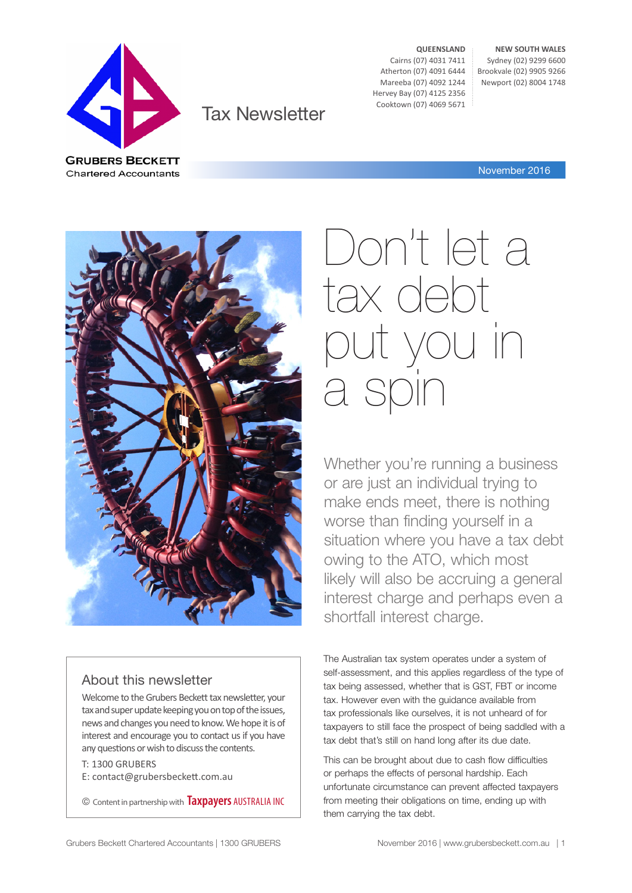**GRUBERS BECKETT**
Chartered Accountants

# Tax Newsletter

**QUEENSLAND**
Cairns (07) 4031 7411
Atherton (07) 4091 6444
Mareeba (07) 4092 1244
Hervey Bay (07) 4125 2356
Cooktown (07) 4069 5671

**NEW SOUTH WALES**
Sydney (02) 9299 6600
Brookvale (02) 9905 9266
Newport (02) 8004 1748

November 2016

# Don't let a tax debt put you in a spin

Whether you're running a business or are just an individual trying to make ends meet, there is nothing worse than finding yourself in a situation where you have a tax debt owing to the ATO, which most likely will also be accruing a general interest charge and perhaps even a shortfall interest charge.

The Australian tax system operates under a system of self-assessment, and this applies regardless of the type of tax being assessed, whether that is GST, FBT or income tax. However even with the guidance available from tax professionals like ourselves, it is not unheard of for taxpayers to still face the prospect of being saddled with a tax debt that's still on hand long after its due date.

This can be brought about due to cash flow difficulties or perhaps the effects of personal hardship. Each unfortunate circumstance can prevent affected taxpayers from meeting their obligations on time, ending up with them carrying the tax debt.

## About this newsletter

Welcome to the Grubers Beckett tax newsletter, your tax and super update keeping you on top of the issues, news and changes you need to know. We hope it is of interest and encourage you to contact us if you have any questions or wish to discuss the contents.

T: 1300 GRUBERS
E: contact@grubersbeckett.com.au

© Content in partnership with Taxpayers AUSTRALIA INC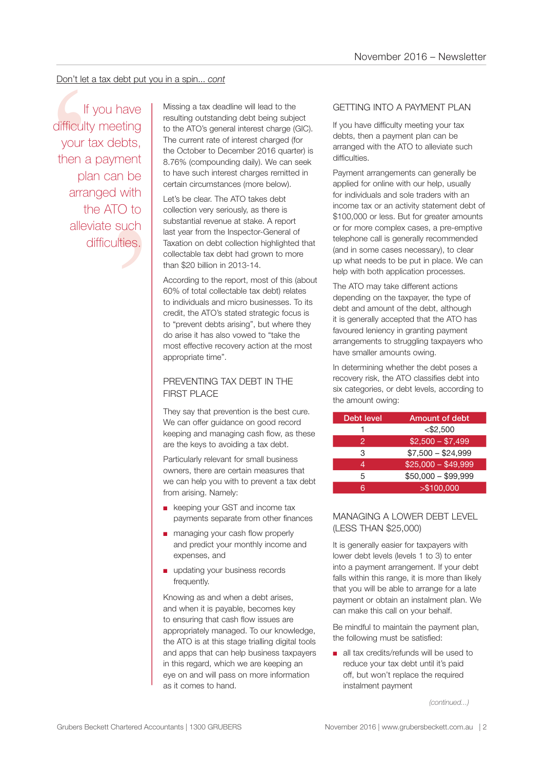Don't let a tax debt put you in a spin... *cont*

> If you have difficulty meeting your tax debts, then a payment plan can be arranged with the ATO to alleviate such difficulties.

Missing a tax deadline will lead to the resulting outstanding debt being subject to the ATO's general interest charge (GIC). The current rate of interest charged (for the October to December 2016 quarter) is 8.76% (compounding daily). We can seek to have such interest charges remitted in certain circumstances (more below).

Let's be clear. The ATO takes debt collection very seriously, as there is substantial revenue at stake. A report last year from the Inspector-General of Taxation on debt collection highlighted that collectable tax debt had grown to more than $20 billion in 2013-14.

According to the report, most of this (about 60% of total collectable tax debt) relates to individuals and micro businesses. To its credit, the ATO's stated strategic focus is to "prevent debts arising", but where they do arise it has also vowed to "take the most effective recovery action at the most appropriate time".

## PREVENTING TAX DEBT IN THE FIRST PLACE

They say that prevention is the best cure. We can offer guidance on good record keeping and managing cash flow, as these are the keys to avoiding a tax debt.

Particularly relevant for small business owners, there are certain measures that we can help you with to prevent a tax debt from arising. Namely:

- keeping your GST and income tax payments separate from other finances
- managing your cash flow properly and predict your monthly income and expenses, and
- updating your business records frequently.

Knowing as and when a debt arises, and when it is payable, becomes key to ensuring that cash flow issues are appropriately managed. To our knowledge, the ATO is at this stage trialling digital tools and apps that can help business taxpayers in this regard, which we are keeping an eye on and will pass on more information as it comes to hand.

## GETTING INTO A PAYMENT PLAN

If you have difficulty meeting your tax debts, then a payment plan can be arranged with the ATO to alleviate such difficulties.

Payment arrangements can generally be applied for online with our help, usually for individuals and sole traders with an income tax or an activity statement debt of $100,000 or less. But for greater amounts or for more complex cases, a pre-emptive telephone call is generally recommended (and in some cases necessary), to clear up what needs to be put in place. We can help with both application processes.

The ATO may take different actions depending on the taxpayer, the type of debt and amount of the debt, although it is generally accepted that the ATO has favoured leniency in granting payment arrangements to struggling taxpayers who have smaller amounts owing.

In determining whether the debt poses a recovery risk, the ATO classifies debt into six categories, or debt levels, according to the amount owing:

| Debt level | Amount of debt |
|---|---|
| 1 | <$2,500 |
| 2 | $2,500 – $7,499 |
| 3 | $7,500 – $24,999 |
| 4 | $25,000 – $49,999 |
| 5 | $50,000 – $99,999 |
| 6 | >$100,000 |

## MANAGING A LOWER DEBT LEVEL (LESS THAN $25,000)

It is generally easier for taxpayers with lower debt levels (levels 1 to 3) to enter into a payment arrangement. If your debt falls within this range, it is more than likely that you will be able to arrange for a late payment or obtain an instalment plan. We can make this call on your behalf.

Be mindful to maintain the payment plan, the following must be satisfied:

- all tax credits/refunds will be used to reduce your tax debt until it's paid off, but won't replace the required instalment payment

*(continued...)*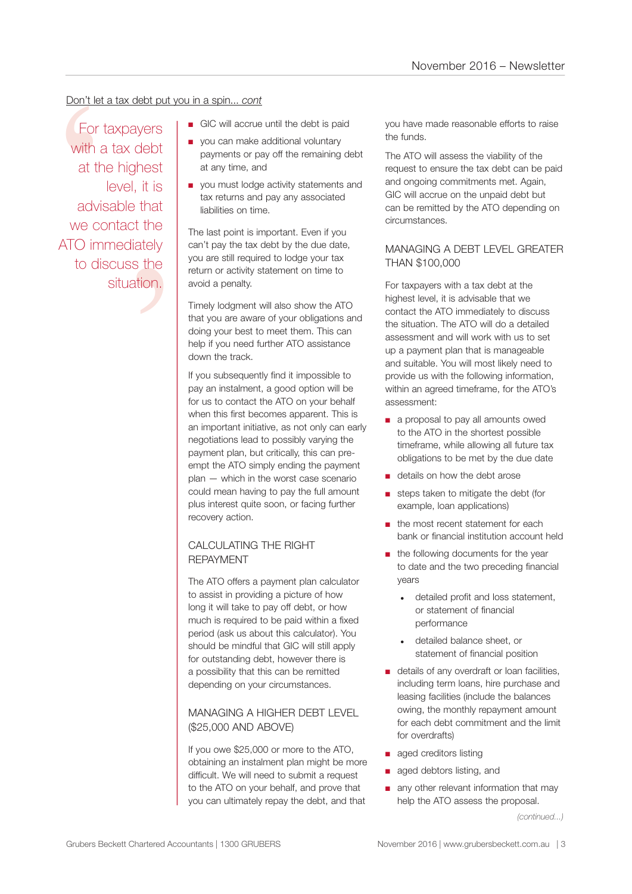Don't let a tax debt put you in a spin... *cont*

> For taxpayers with a tax debt at the highest level, it is advisable that we contact the ATO immediately to discuss the situation.

- GIC will accrue until the debt is paid
- you can make additional voluntary payments or pay off the remaining debt at any time, and
- you must lodge activity statements and tax returns and pay any associated liabilities on time.

The last point is important. Even if you can't pay the tax debt by the due date, you are still required to lodge your tax return or activity statement on time to avoid a penalty.

Timely lodgment will also show the ATO that you are aware of your obligations and doing your best to meet them. This can help if you need further ATO assistance down the track.

If you subsequently find it impossible to pay an instalment, a good option will be for us to contact the ATO on your behalf when this first becomes apparent. This is an important initiative, as not only can early negotiations lead to possibly varying the payment plan, but critically, this can pre-empt the ATO simply ending the payment plan — which in the worst case scenario could mean having to pay the full amount plus interest quite soon, or facing further recovery action.

## CALCULATING THE RIGHT REPAYMENT

The ATO offers a payment plan calculator to assist in providing a picture of how long it will take to pay off debt, or how much is required to be paid within a fixed period (ask us about this calculator). You should be mindful that GIC will still apply for outstanding debt, however there is a possibility that this can be remitted depending on your circumstances.

## MANAGING A HIGHER DEBT LEVEL ($25,000 AND ABOVE)

If you owe $25,000 or more to the ATO, obtaining an instalment plan might be more difficult. We will need to submit a request to the ATO on your behalf, and prove that you can ultimately repay the debt, and that you have made reasonable efforts to raise the funds.

The ATO will assess the viability of the request to ensure the tax debt can be paid and ongoing commitments met. Again, GIC will accrue on the unpaid debt but can be remitted by the ATO depending on circumstances.

## MANAGING A DEBT LEVEL GREATER THAN $100,000

For taxpayers with a tax debt at the highest level, it is advisable that we contact the ATO immediately to discuss the situation. The ATO will do a detailed assessment and will work with us to set up a payment plan that is manageable and suitable. You will most likely need to provide us with the following information, within an agreed timeframe, for the ATO's assessment:

- a proposal to pay all amounts owed to the ATO in the shortest possible timeframe, while allowing all future tax obligations to be met by the due date
- details on how the debt arose
- steps taken to mitigate the debt (for example, loan applications)
- the most recent statement for each bank or financial institution account held
- the following documents for the year to date and the two preceding financial years
  - detailed profit and loss statement, or statement of financial performance
  - detailed balance sheet, or statement of financial position
- details of any overdraft or loan facilities, including term loans, hire purchase and leasing facilities (include the balances owing, the monthly repayment amount for each debt commitment and the limit for overdrafts)
- aged creditors listing
- aged debtors listing, and
- any other relevant information that may help the ATO assess the proposal.

*(continued...)*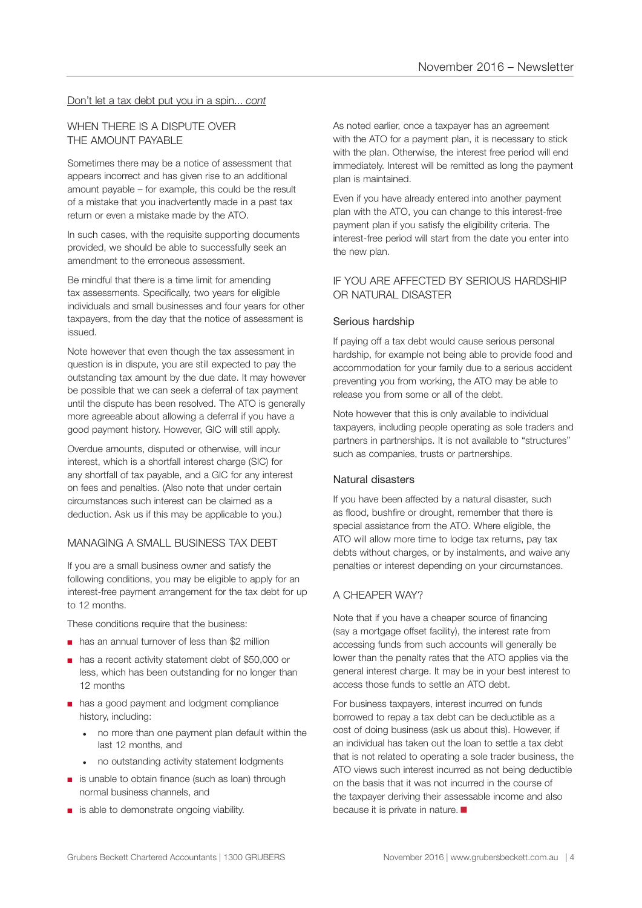Don't let a tax debt put you in a spin... *cont*

## WHEN THERE IS A DISPUTE OVER THE AMOUNT PAYABLE

Sometimes there may be a notice of assessment that appears incorrect and has given rise to an additional amount payable – for example, this could be the result of a mistake that you inadvertently made in a past tax return or even a mistake made by the ATO.

In such cases, with the requisite supporting documents provided, we should be able to successfully seek an amendment to the erroneous assessment.

Be mindful that there is a time limit for amending tax assessments. Specifically, two years for eligible individuals and small businesses and four years for other taxpayers, from the day that the notice of assessment is issued.

Note however that even though the tax assessment in question is in dispute, you are still expected to pay the outstanding tax amount by the due date. It may however be possible that we can seek a deferral of tax payment until the dispute has been resolved. The ATO is generally more agreeable about allowing a deferral if you have a good payment history. However, GIC will still apply.

Overdue amounts, disputed or otherwise, will incur interest, which is a shortfall interest charge (SIC) for any shortfall of tax payable, and a GIC for any interest on fees and penalties. (Also note that under certain circumstances such interest can be claimed as a deduction. Ask us if this may be applicable to you.)

## MANAGING A SMALL BUSINESS TAX DEBT

If you are a small business owner and satisfy the following conditions, you may be eligible to apply for an interest-free payment arrangement for the tax debt for up to 12 months.

These conditions require that the business:

- has an annual turnover of less than $2 million
- has a recent activity statement debt of $50,000 or less, which has been outstanding for no longer than 12 months
- has a good payment and lodgment compliance history, including:
  - no more than one payment plan default within the last 12 months, and
  - no outstanding activity statement lodgments
- is unable to obtain finance (such as loan) through normal business channels, and
- is able to demonstrate ongoing viability.

As noted earlier, once a taxpayer has an agreement with the ATO for a payment plan, it is necessary to stick with the plan. Otherwise, the interest free period will end immediately. Interest will be remitted as long the payment plan is maintained.

Even if you have already entered into another payment plan with the ATO, you can change to this interest-free payment plan if you satisfy the eligibility criteria. The interest-free period will start from the date you enter into the new plan.

## IF YOU ARE AFFECTED BY SERIOUS HARDSHIP OR NATURAL DISASTER

### Serious hardship

If paying off a tax debt would cause serious personal hardship, for example not being able to provide food and accommodation for your family due to a serious accident preventing you from working, the ATO may be able to release you from some or all of the debt.

Note however that this is only available to individual taxpayers, including people operating as sole traders and partners in partnerships. It is not available to "structures" such as companies, trusts or partnerships.

### Natural disasters

If you have been affected by a natural disaster, such as flood, bushfire or drought, remember that there is special assistance from the ATO. Where eligible, the ATO will allow more time to lodge tax returns, pay tax debts without charges, or by instalments, and waive any penalties or interest depending on your circumstances.

## A CHEAPER WAY?

Note that if you have a cheaper source of financing (say a mortgage offset facility), the interest rate from accessing funds from such accounts will generally be lower than the penalty rates that the ATO applies via the general interest charge. It may be in your best interest to access those funds to settle an ATO debt.

For business taxpayers, interest incurred on funds borrowed to repay a tax debt can be deductible as a cost of doing business (ask us about this). However, if an individual has taken out the loan to settle a tax debt that is not related to operating a sole trader business, the ATO views such interest incurred as not being deductible on the basis that it was not incurred in the course of the taxpayer deriving their assessable income and also because it is private in nature. ■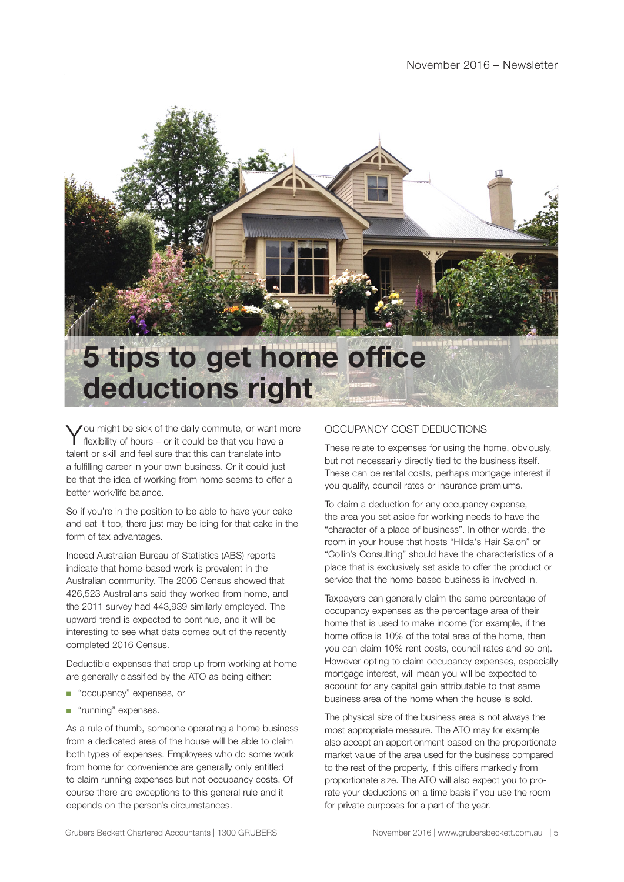# 5 tips to get home office deductions right

You might be sick of the daily commute, or want more flexibility of hours – or it could be that you have a talent or skill and feel sure that this can translate into a fulfilling career in your own business. Or it could just be that the idea of working from home seems to offer a better work/life balance.

So if you're in the position to be able to have your cake and eat it too, there just may be icing for that cake in the form of tax advantages.

Indeed Australian Bureau of Statistics (ABS) reports indicate that home-based work is prevalent in the Australian community. The 2006 Census showed that 426,523 Australians said they worked from home, and the 2011 survey had 443,939 similarly employed. The upward trend is expected to continue, and it will be interesting to see what data comes out of the recently completed 2016 Census.

Deductible expenses that crop up from working at home are generally classified by the ATO as being either:

- "occupancy" expenses, or
- "running" expenses.

As a rule of thumb, someone operating a home business from a dedicated area of the house will be able to claim both types of expenses. Employees who do some work from home for convenience are generally only entitled to claim running expenses but not occupancy costs. Of course there are exceptions to this general rule and it depends on the person's circumstances.

## OCCUPANCY COST DEDUCTIONS

These relate to expenses for using the home, obviously, but not necessarily directly tied to the business itself. These can be rental costs, perhaps mortgage interest if you qualify, council rates or insurance premiums.

To claim a deduction for any occupancy expense, the area you set aside for working needs to have the "character of a place of business". In other words, the room in your house that hosts "Hilda's Hair Salon" or "Collin's Consulting" should have the characteristics of a place that is exclusively set aside to offer the product or service that the home-based business is involved in.

Taxpayers can generally claim the same percentage of occupancy expenses as the percentage area of their home that is used to make income (for example, if the home office is 10% of the total area of the home, then you can claim 10% rent costs, council rates and so on). However opting to claim occupancy expenses, especially mortgage interest, will mean you will be expected to account for any capital gain attributable to that same business area of the home when the house is sold.

The physical size of the business area is not always the most appropriate measure. The ATO may for example also accept an apportionment based on the proportionate market value of the area used for the business compared to the rest of the property, if this differs markedly from proportionate size. The ATO will also expect you to pro-rate your deductions on a time basis if you use the room for private purposes for a part of the year.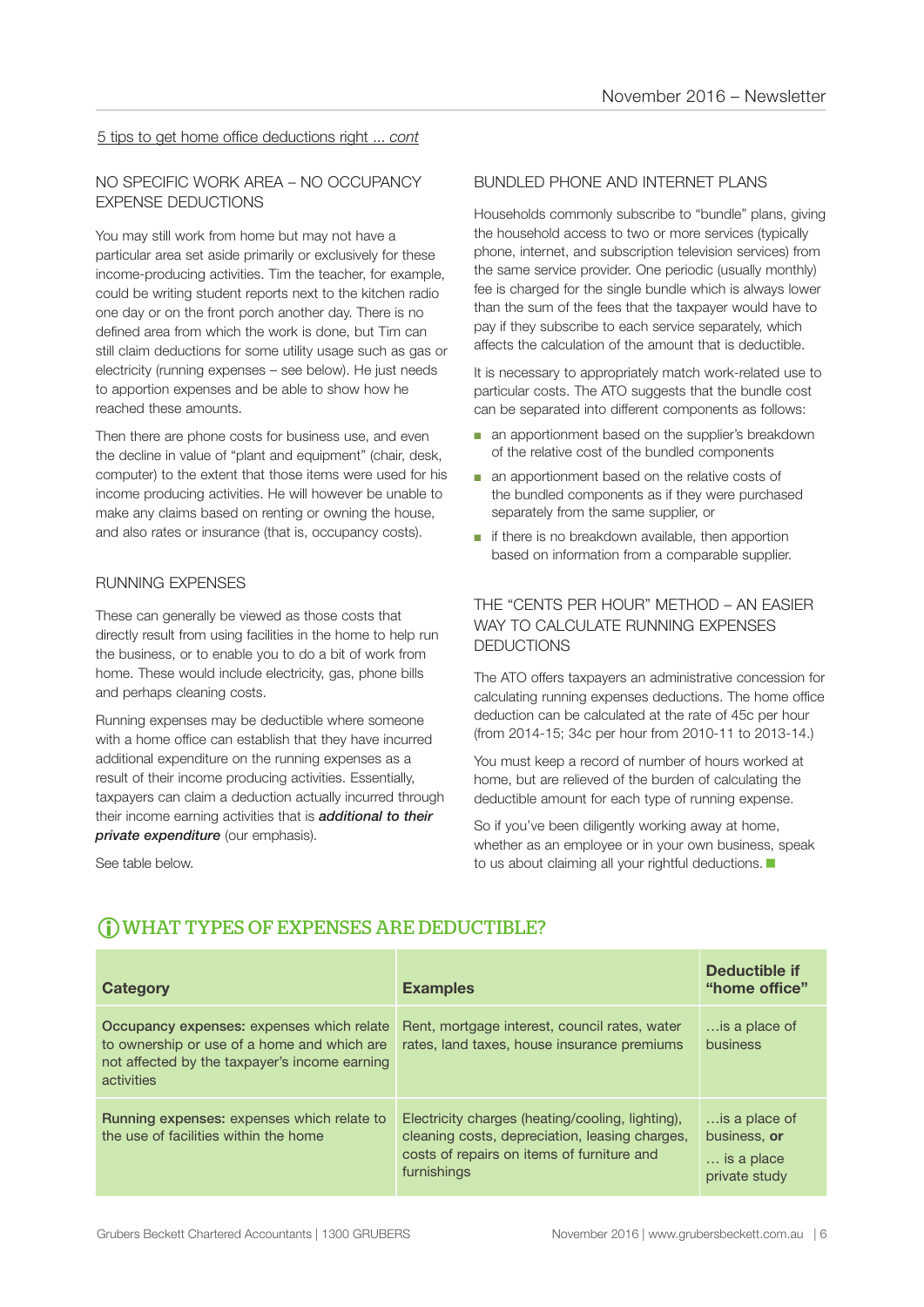5 tips to get home office deductions right ... *cont*

### NO SPECIFIC WORK AREA – NO OCCUPANCY EXPENSE DEDUCTIONS

You may still work from home but may not have a particular area set aside primarily or exclusively for these income-producing activities. Tim the teacher, for example, could be writing student reports next to the kitchen radio one day or on the front porch another day. There is no defined area from which the work is done, but Tim can still claim deductions for some utility usage such as gas or electricity (running expenses – see below). He just needs to apportion expenses and be able to show how he reached these amounts.

Then there are phone costs for business use, and even the decline in value of "plant and equipment" (chair, desk, computer) to the extent that those items were used for his income producing activities. He will however be unable to make any claims based on renting or owning the house, and also rates or insurance (that is, occupancy costs).

### RUNNING EXPENSES

These can generally be viewed as those costs that directly result from using facilities in the home to help run the business, or to enable you to do a bit of work from home. These would include electricity, gas, phone bills and perhaps cleaning costs.

Running expenses may be deductible where someone with a home office can establish that they have incurred additional expenditure on the running expenses as a result of their income producing activities. Essentially, taxpayers can claim a deduction actually incurred through their income earning activities that is ***additional to their private expenditure*** (our emphasis).

See table below.

### BUNDLED PHONE AND INTERNET PLANS

Households commonly subscribe to "bundle" plans, giving the household access to two or more services (typically phone, internet, and subscription television services) from the same service provider. One periodic (usually monthly) fee is charged for the single bundle which is always lower than the sum of the fees that the taxpayer would have to pay if they subscribe to each service separately, which affects the calculation of the amount that is deductible.

It is necessary to appropriately match work-related use to particular costs. The ATO suggests that the bundle cost can be separated into different components as follows:

- an apportionment based on the supplier's breakdown of the relative cost of the bundled components
- an apportionment based on the relative costs of the bundled components as if they were purchased separately from the same supplier, or
- if there is no breakdown available, then apportion based on information from a comparable supplier.

### THE "CENTS PER HOUR" METHOD – AN EASIER WAY TO CALCULATE RUNNING EXPENSES DEDUCTIONS

The ATO offers taxpayers an administrative concession for calculating running expenses deductions. The home office deduction can be calculated at the rate of 45c per hour (from 2014-15; 34c per hour from 2010-11 to 2013-14.)

You must keep a record of number of hours worked at home, but are relieved of the burden of calculating the deductible amount for each type of running expense.

So if you've been diligently working away at home, whether as an employee or in your own business, speak to us about claiming all your rightful deductions.

## WHAT TYPES OF EXPENSES ARE DEDUCTIBLE?

| Category | Examples | Deductible if "home office" |
|---|---|---|
| **Occupancy expenses:** expenses which relate to ownership or use of a home and which are not affected by the taxpayer's income earning activities | Rent, mortgage interest, council rates, water rates, land taxes, house insurance premiums | …is a place of business |
| **Running expenses:** expenses which relate to the use of facilities within the home | Electricity charges (heating/cooling, lighting), cleaning costs, depreciation, leasing charges, costs of repairs on items of furniture and furnishings | …is a place of business, **or** … is a place private study |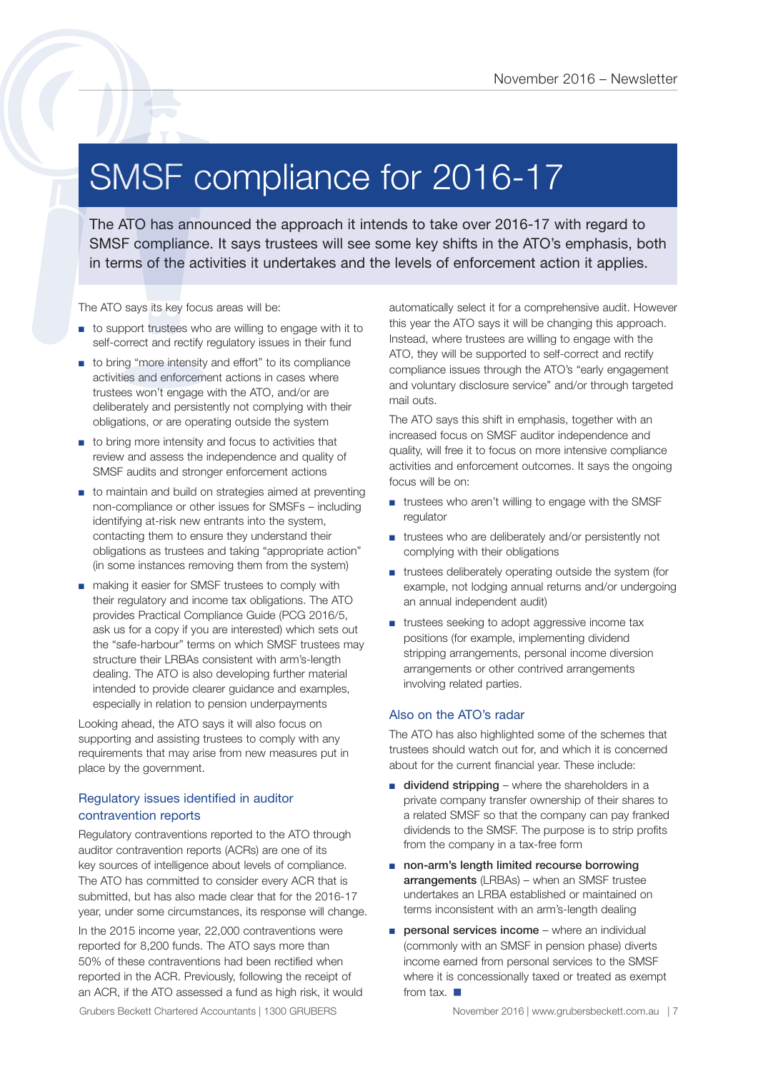# SMSF compliance for 2016-17

The ATO has announced the approach it intends to take over 2016-17 with regard to SMSF compliance. It says trustees will see some key shifts in the ATO's emphasis, both in terms of the activities it undertakes and the levels of enforcement action it applies.

The ATO says its key focus areas will be:

- to support trustees who are willing to engage with it to self-correct and rectify regulatory issues in their fund
- to bring "more intensity and effort" to its compliance activities and enforcement actions in cases where trustees won't engage with the ATO, and/or are deliberately and persistently not complying with their obligations, or are operating outside the system
- to bring more intensity and focus to activities that review and assess the independence and quality of SMSF audits and stronger enforcement actions
- to maintain and build on strategies aimed at preventing non-compliance or other issues for SMSFs – including identifying at-risk new entrants into the system, contacting them to ensure they understand their obligations as trustees and taking "appropriate action" (in some instances removing them from the system)
- making it easier for SMSF trustees to comply with their regulatory and income tax obligations. The ATO provides Practical Compliance Guide (PCG 2016/5, ask us for a copy if you are interested) which sets out the "safe-harbour" terms on which SMSF trustees may structure their LRBAs consistent with arm's-length dealing. The ATO is also developing further material intended to provide clearer guidance and examples, especially in relation to pension underpayments

Looking ahead, the ATO says it will also focus on supporting and assisting trustees to comply with any requirements that may arise from new measures put in place by the government.

## Regulatory issues identified in auditor contravention reports

Regulatory contraventions reported to the ATO through auditor contravention reports (ACRs) are one of its key sources of intelligence about levels of compliance. The ATO has committed to consider every ACR that is submitted, but has also made clear that for the 2016-17 year, under some circumstances, its response will change.

In the 2015 income year, 22,000 contraventions were reported for 8,200 funds. The ATO says more than 50% of these contraventions had been rectified when reported in the ACR. Previously, following the receipt of an ACR, if the ATO assessed a fund as high risk, it would automatically select it for a comprehensive audit. However this year the ATO says it will be changing this approach. Instead, where trustees are willing to engage with the ATO, they will be supported to self-correct and rectify compliance issues through the ATO's "early engagement and voluntary disclosure service" and/or through targeted mail outs.

The ATO says this shift in emphasis, together with an increased focus on SMSF auditor independence and quality, will free it to focus on more intensive compliance activities and enforcement outcomes. It says the ongoing focus will be on:

- trustees who aren't willing to engage with the SMSF regulator
- trustees who are deliberately and/or persistently not complying with their obligations
- trustees deliberately operating outside the system (for example, not lodging annual returns and/or undergoing an annual independent audit)
- trustees seeking to adopt aggressive income tax positions (for example, implementing dividend stripping arrangements, personal income diversion arrangements or other contrived arrangements involving related parties.

## Also on the ATO's radar

The ATO has also highlighted some of the schemes that trustees should watch out for, and which it is concerned about for the current financial year. These include:

- **dividend stripping** – where the shareholders in a private company transfer ownership of their shares to a related SMSF so that the company can pay franked dividends to the SMSF. The purpose is to strip profits from the company in a tax-free form
- **non-arm's length limited recourse borrowing arrangements** (LRBAs) – when an SMSF trustee undertakes an LRBA established or maintained on terms inconsistent with an arm's-length dealing
- **personal services income** – where an individual (commonly with an SMSF in pension phase) diverts income earned from personal services to the SMSF where it is concessionally taxed or treated as exempt from tax. ■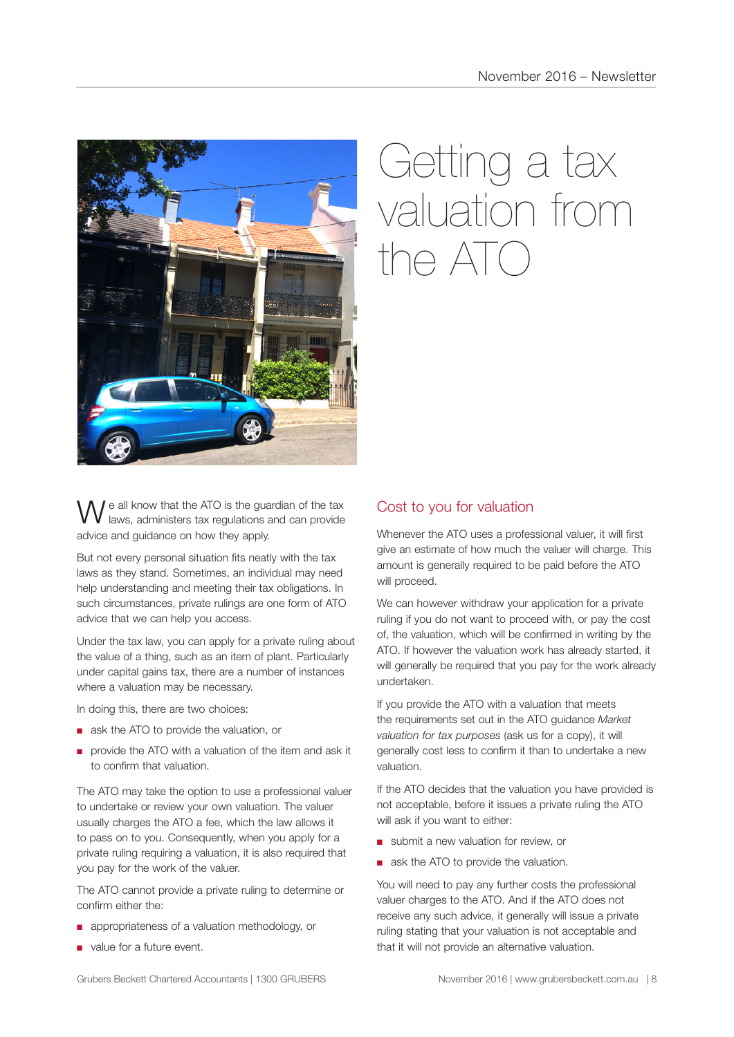# Getting a tax valuation from the ATO

We all know that the ATO is the guardian of the tax laws, administers tax regulations and can provide advice and guidance on how they apply.

But not every personal situation fits neatly with the tax laws as they stand. Sometimes, an individual may need help understanding and meeting their tax obligations. In such circumstances, private rulings are one form of ATO advice that we can help you access.

Under the tax law, you can apply for a private ruling about the value of a thing, such as an item of plant. Particularly under capital gains tax, there are a number of instances where a valuation may be necessary.

In doing this, there are two choices:

- ask the ATO to provide the valuation, or
- provide the ATO with a valuation of the item and ask it to confirm that valuation.

The ATO may take the option to use a professional valuer to undertake or review your own valuation. The valuer usually charges the ATO a fee, which the law allows it to pass on to you. Consequently, when you apply for a private ruling requiring a valuation, it is also required that you pay for the work of the valuer.

The ATO cannot provide a private ruling to determine or confirm either the:

- appropriateness of a valuation methodology, or
- value for a future event.

## Cost to you for valuation

Whenever the ATO uses a professional valuer, it will first give an estimate of how much the valuer will charge. This amount is generally required to be paid before the ATO will proceed.

We can however withdraw your application for a private ruling if you do not want to proceed with, or pay the cost of, the valuation, which will be confirmed in writing by the ATO. If however the valuation work has already started, it will generally be required that you pay for the work already undertaken.

If you provide the ATO with a valuation that meets the requirements set out in the ATO guidance *Market valuation for tax purposes* (ask us for a copy), it will generally cost less to confirm it than to undertake a new valuation.

If the ATO decides that the valuation you have provided is not acceptable, before it issues a private ruling the ATO will ask if you want to either:

- submit a new valuation for review, or
- ask the ATO to provide the valuation.

You will need to pay any further costs the professional valuer charges to the ATO. And if the ATO does not receive any such advice, it generally will issue a private ruling stating that your valuation is not acceptable and that it will not provide an alternative valuation.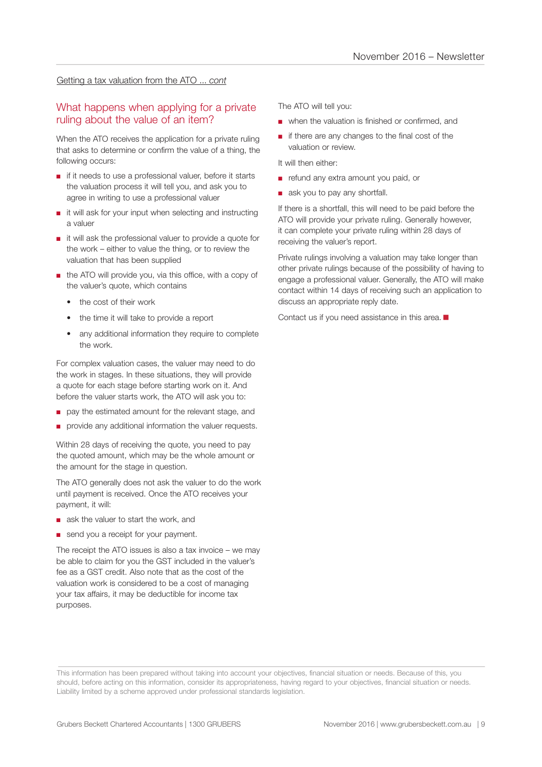Getting a tax valuation from the ATO ... *cont*

## What happens when applying for a private ruling about the value of an item?

When the ATO receives the application for a private ruling that asks to determine or confirm the value of a thing, the following occurs:

- if it needs to use a professional valuer, before it starts the valuation process it will tell you, and ask you to agree in writing to use a professional valuer
- it will ask for your input when selecting and instructing a valuer
- it will ask the professional valuer to provide a quote for the work – either to value the thing, or to review the valuation that has been supplied
- the ATO will provide you, via this office, with a copy of the valuer's quote, which contains
    - the cost of their work
    - the time it will take to provide a report
    - any additional information they require to complete the work.

For complex valuation cases, the valuer may need to do the work in stages. In these situations, they will provide a quote for each stage before starting work on it. And before the valuer starts work, the ATO will ask you to:

- pay the estimated amount for the relevant stage, and
- provide any additional information the valuer requests.

Within 28 days of receiving the quote, you need to pay the quoted amount, which may be the whole amount or the amount for the stage in question.

The ATO generally does not ask the valuer to do the work until payment is received. Once the ATO receives your payment, it will:

- ask the valuer to start the work, and
- send you a receipt for your payment.

The receipt the ATO issues is also a tax invoice – we may be able to claim for you the GST included in the valuer's fee as a GST credit. Also note that as the cost of the valuation work is considered to be a cost of managing your tax affairs, it may be deductible for income tax purposes.

The ATO will tell you:

- when the valuation is finished or confirmed, and
- if there are any changes to the final cost of the valuation or review.

It will then either:

- refund any extra amount you paid, or
- ask you to pay any shortfall.

If there is a shortfall, this will need to be paid before the ATO will provide your private ruling. Generally however, it can complete your private ruling within 28 days of receiving the valuer's report.

Private rulings involving a valuation may take longer than other private rulings because of the possibility of having to engage a professional valuer. Generally, the ATO will make contact within 14 days of receiving such an application to discuss an appropriate reply date.

Contact us if you need assistance in this area. ■

This information has been prepared without taking into account your objectives, financial situation or needs. Because of this, you should, before acting on this information, consider its appropriateness, having regard to your objectives, financial situation or needs. Liability limited by a scheme approved under professional standards legislation.